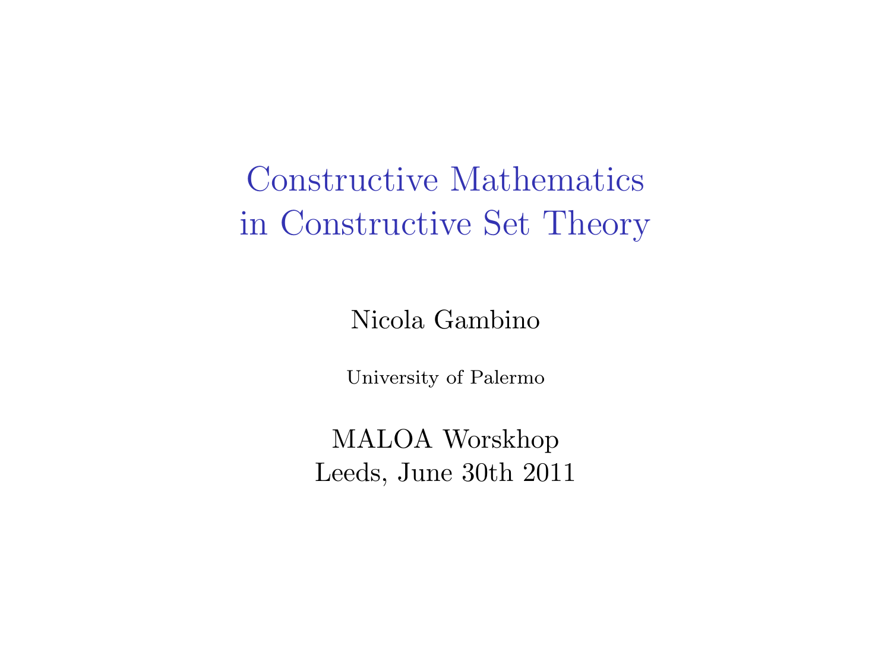# Constructive Mathematics in Constructive Set Theory

Nicola Gambino

University of Palermo

MALOA Worskhop
Leeds, June 30th 2011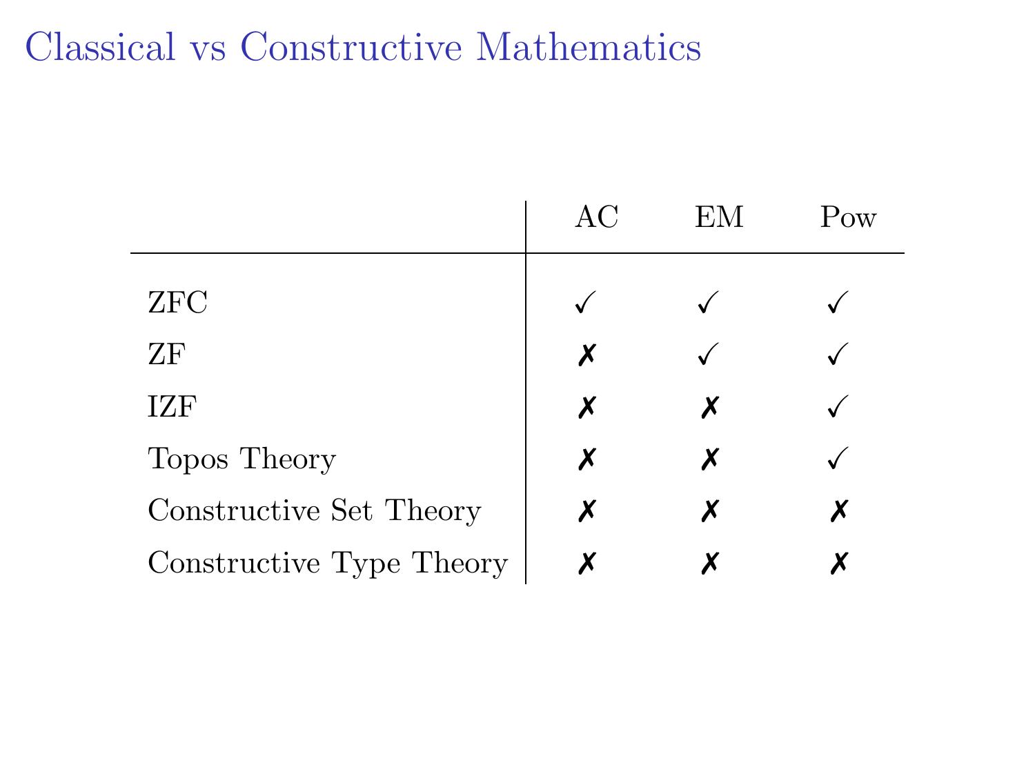# Classical vs Constructive Mathematics

| | AC | EM | Pow |
|---|---|---|---|
| ZFC | ✓ | ✓ | ✓ |
| ZF | ✗ | ✓ | ✓ |
| IZF | ✗ | ✗ | ✓ |
| Topos Theory | ✗ | ✗ | ✓ |
| Constructive Set Theory | ✗ | ✗ | ✗ |
| Constructive Type Theory | ✗ | ✗ | ✗ |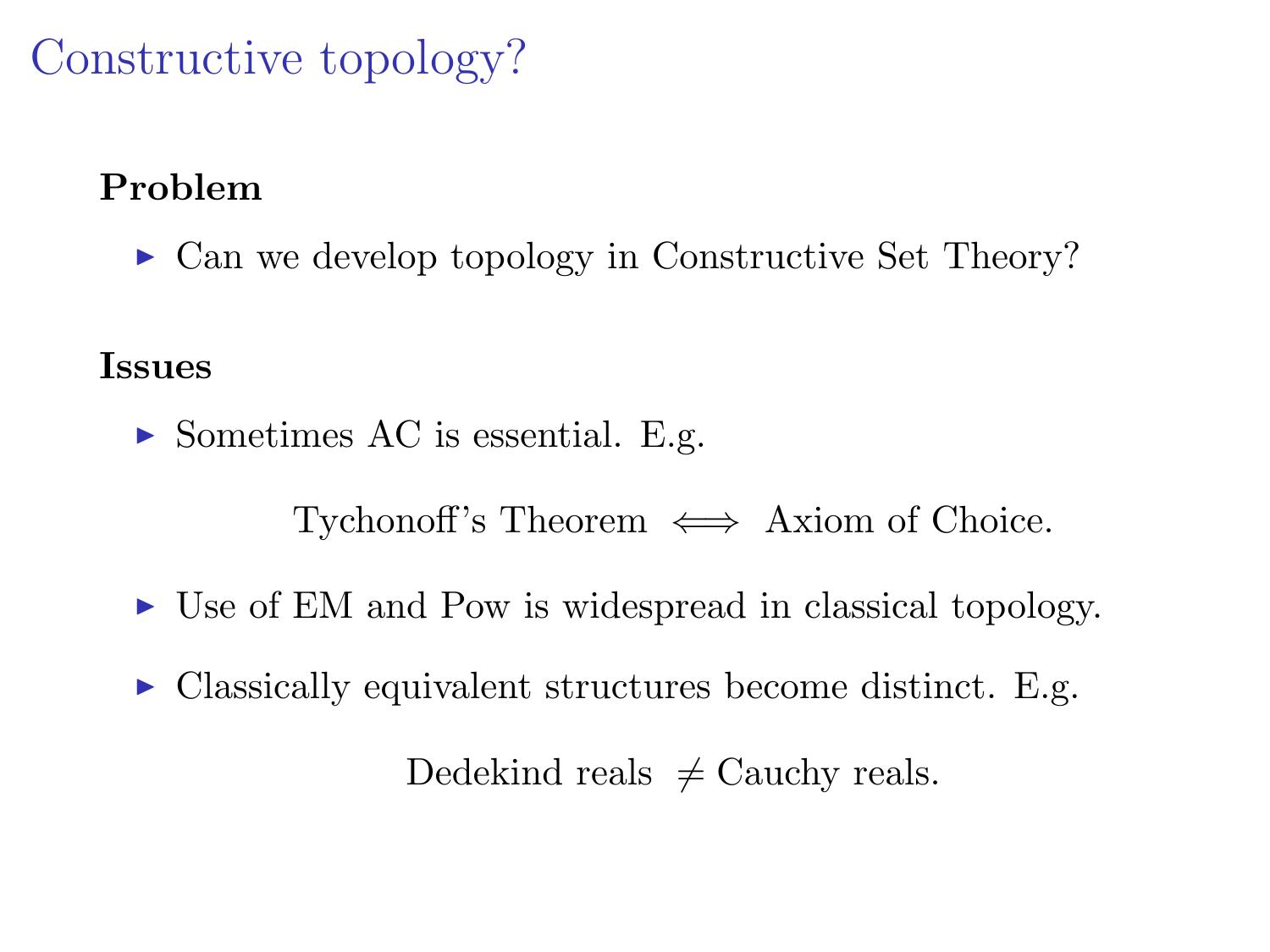# Constructive topology?

**Problem**

- Can we develop topology in Constructive Set Theory?

**Issues**

- Sometimes AC is essential. E.g.

$$\text{Tychonoff's Theorem} \iff \text{Axiom of Choice.}$$

- Use of EM and Pow is widespread in classical topology.

- Classically equivalent structures become distinct. E.g.

$$\text{Dedekind reals} \neq \text{Cauchy reals.}$$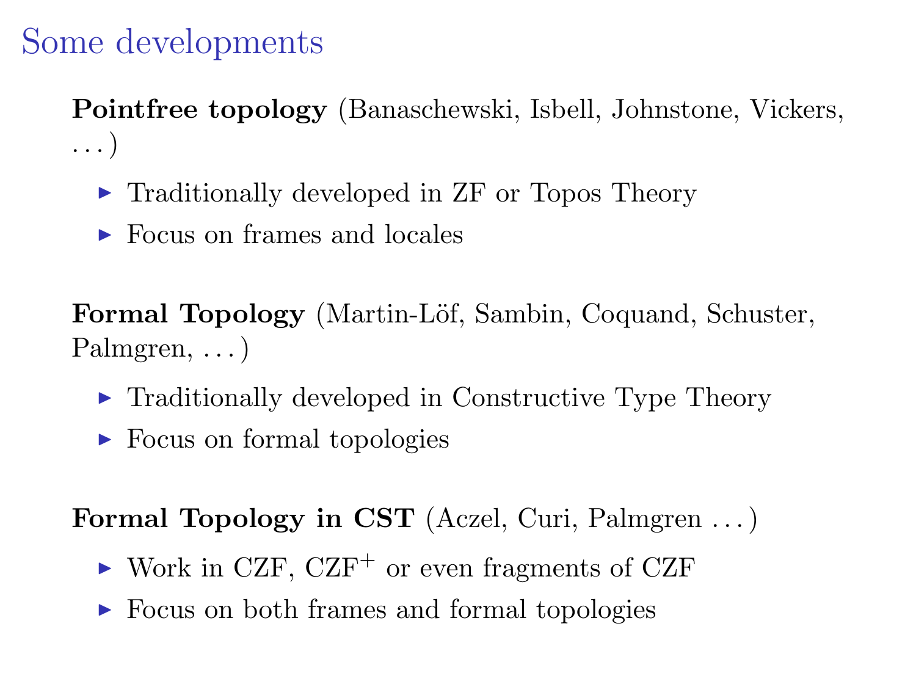# Some developments

**Pointfree topology** (Banaschewski, Isbell, Johnstone, Vickers, ...)

- Traditionally developed in ZF or Topos Theory
- Focus on frames and locales

**Formal Topology** (Martin-Löf, Sambin, Coquand, Schuster, Palmgren, ...)

- Traditionally developed in Constructive Type Theory
- Focus on formal topologies

**Formal Topology in CST** (Aczel, Curi, Palmgren ...)

- Work in CZF, $\mathrm{CZF}^{+}$ or even fragments of CZF
- Focus on both frames and formal topologies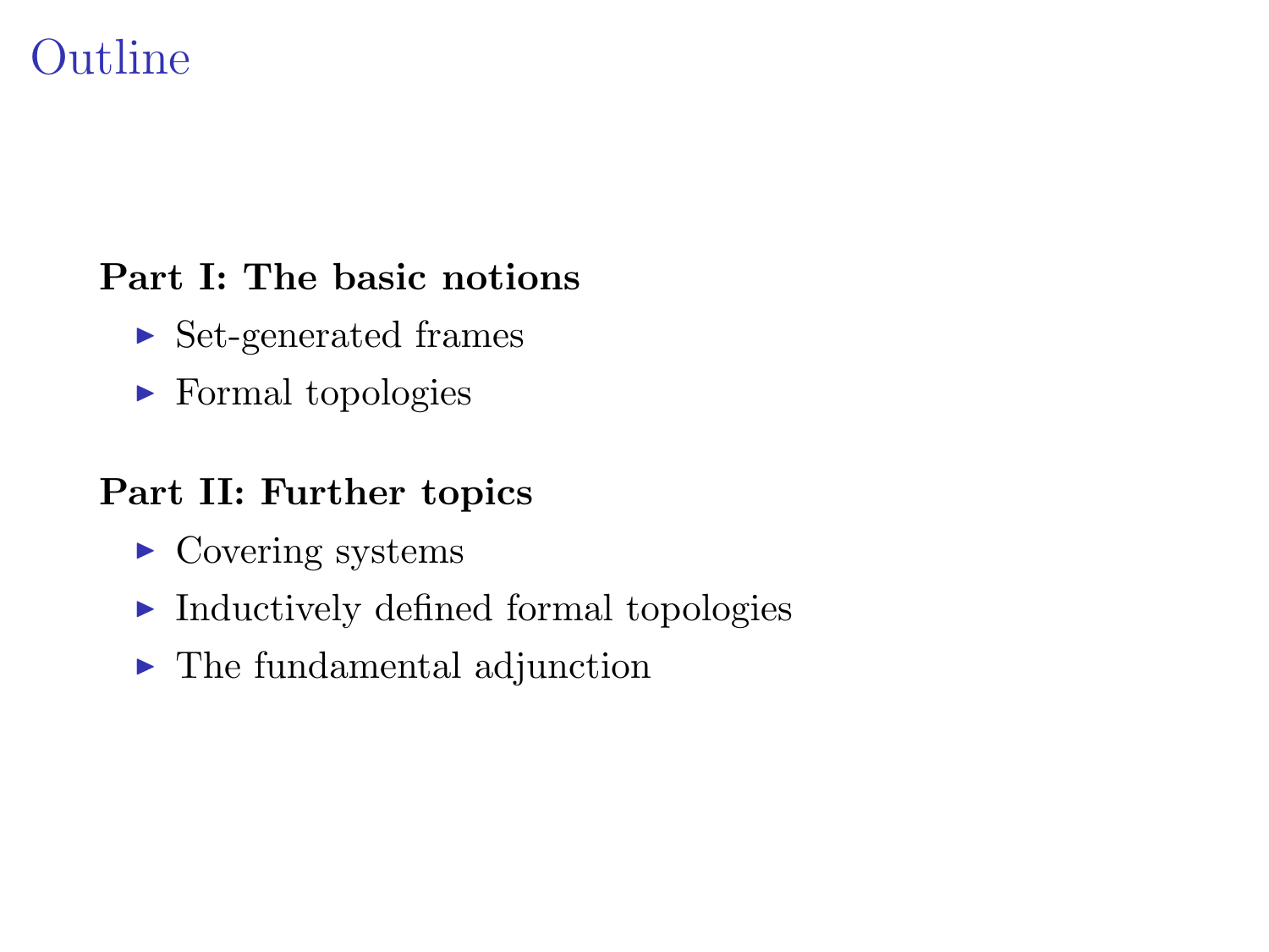# Outline

**Part I: The basic notions**

- Set-generated frames
- Formal topologies

**Part II: Further topics**

- Covering systems
- Inductively defined formal topologies
- The fundamental adjunction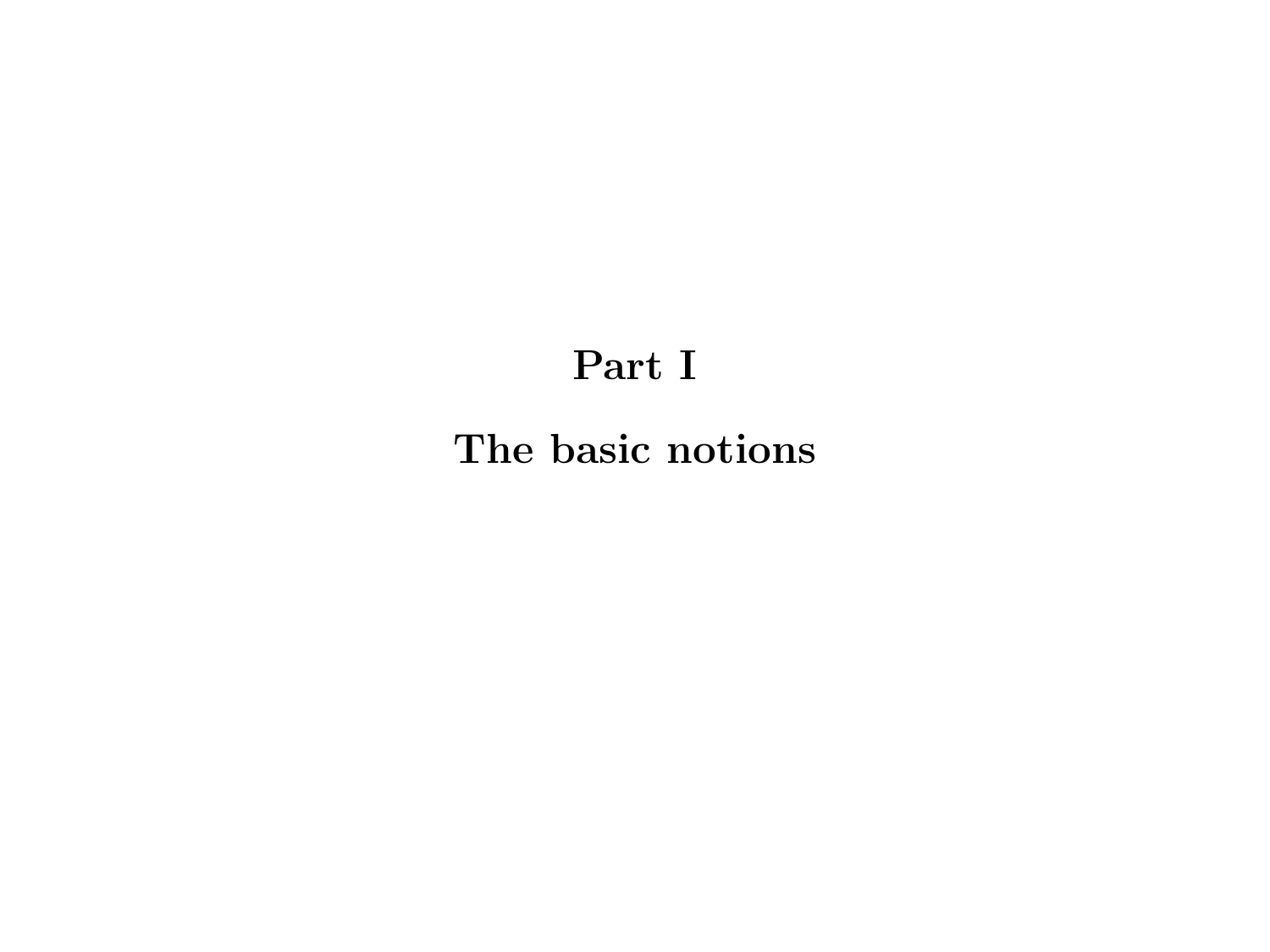# Part I

# The basic notions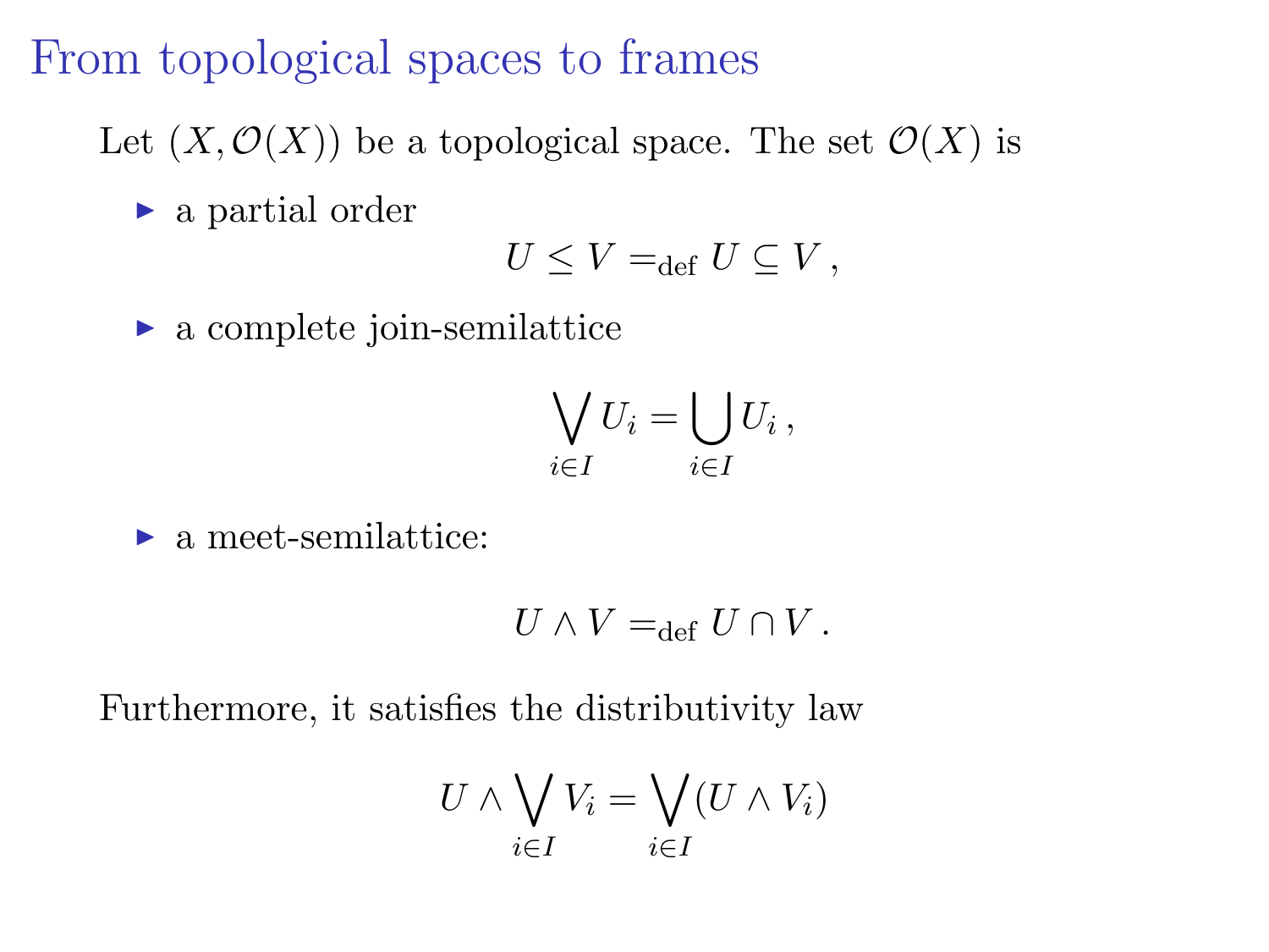# From topological spaces to frames

Let $(X, \mathcal{O}(X))$ be a topological space. The set $\mathcal{O}(X)$ is

- a partial order
$$U \leq V =_{\text{def}} U \subseteq V \, ,$$
- a complete join-semilattice
$$\bigvee_{i \in I} U_i = \bigcup_{i \in I} U_i \, ,$$
- a meet-semilattice:
$$U \wedge V =_{\text{def}} U \cap V \, .$$

Furthermore, it satisfies the distributivity law

$$U \wedge \bigvee_{i \in I} V_i = \bigvee_{i \in I} (U \wedge V_i)$$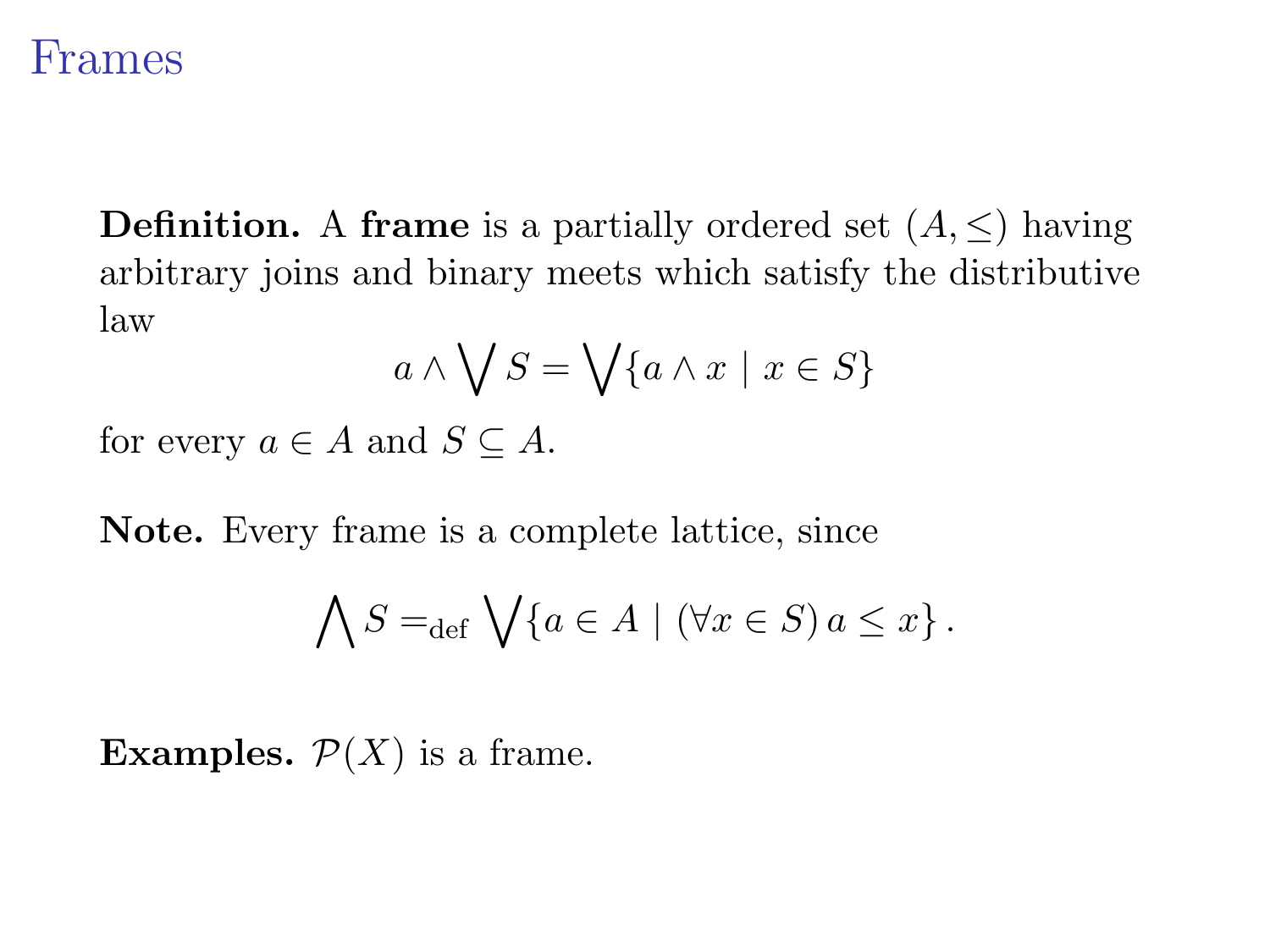# Frames

**Definition.** A **frame** is a partially ordered set $(A, \leq)$ having arbitrary joins and binary meets which satisfy the distributive law

$$a \wedge \bigvee S = \bigvee \{a \wedge x \mid x \in S\}$$

for every $a \in A$ and $S \subseteq A$.

**Note.** Every frame is a complete lattice, since

$$\bigwedge S =_{\text{def}} \bigvee \{a \in A \mid (\forall x \in S)\, a \leq x\}\,.$$

**Examples.** $\mathcal{P}(X)$ is a frame.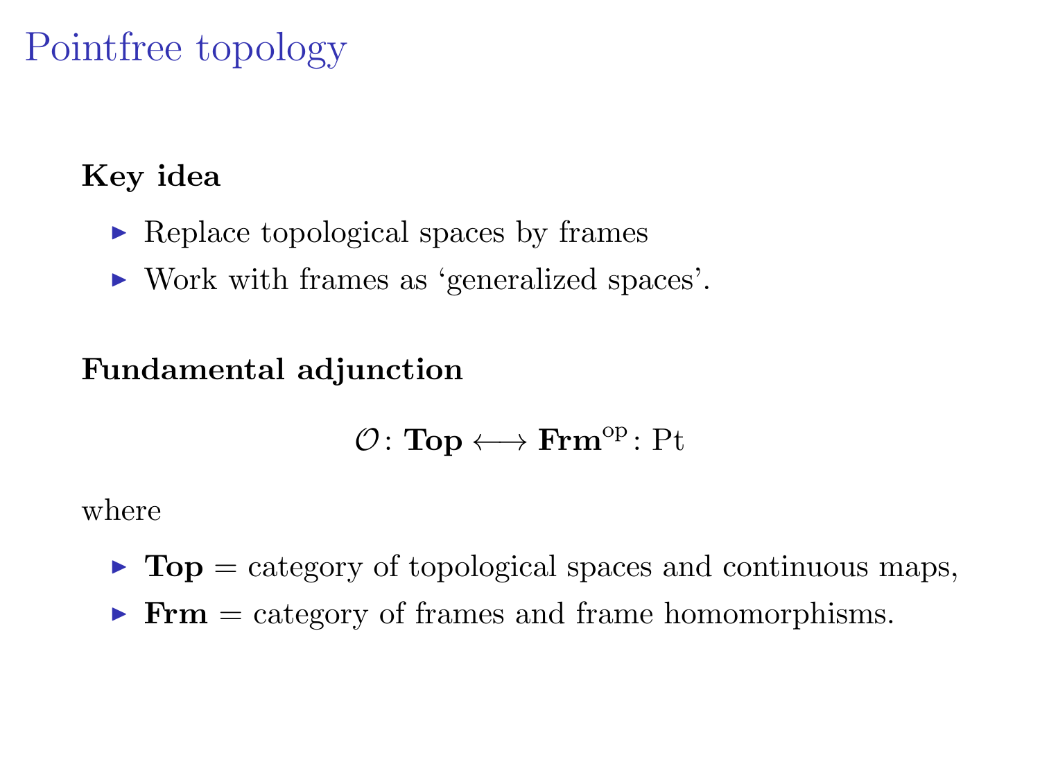# Pointfree topology

**Key idea**

- Replace topological spaces by frames
- Work with frames as ‘generalized spaces’.

**Fundamental adjunction**

$$\mathcal{O} \colon \mathbf{Top} \longleftrightarrow \mathbf{Frm}^{\mathrm{op}} \colon \mathrm{Pt}$$

where

- $\mathbf{Top}$ = category of topological spaces and continuous maps,
- $\mathbf{Frm}$ = category of frames and frame homomorphisms.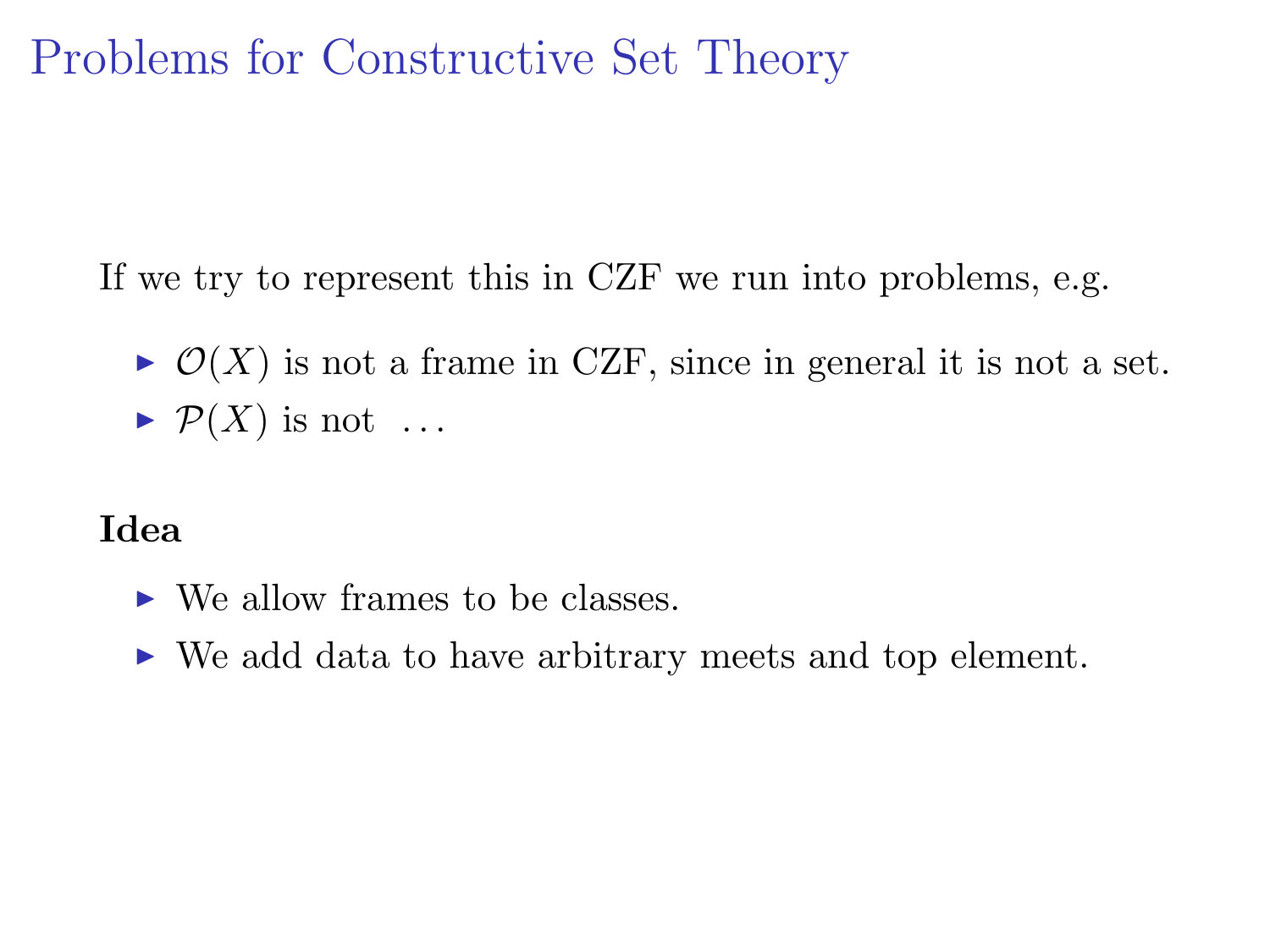# Problems for Constructive Set Theory

If we try to represent this in CZF we run into problems, e.g.

- $\mathcal{O}(X)$ is not a frame in CZF, since in general it is not a set.
- $\mathcal{P}(X)$ is not ...

**Idea**

- We allow frames to be classes.
- We add data to have arbitrary meets and top element.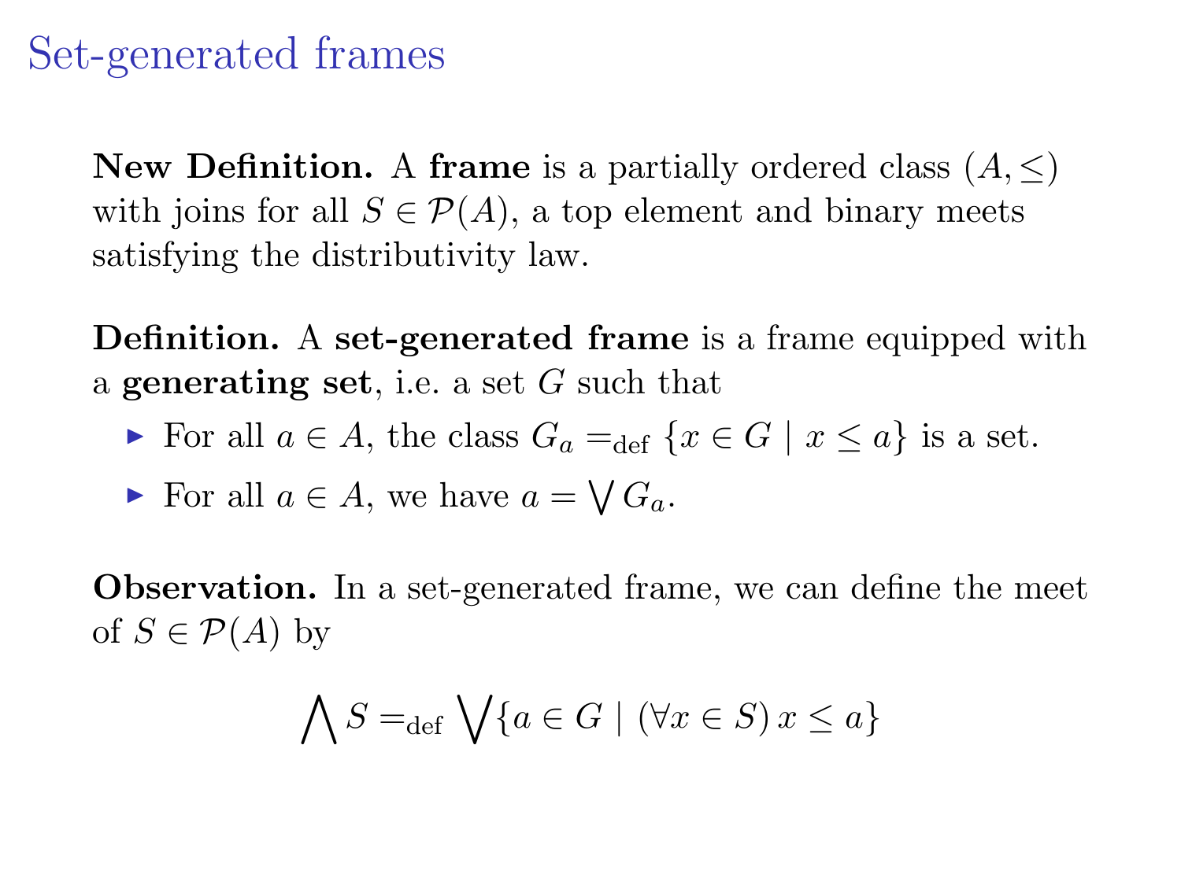# Set-generated frames

**New Definition.** A **frame** is a partially ordered class $(A, \leq)$ with joins for all $S \in \mathcal{P}(A)$, a top element and binary meets satisfying the distributivity law.

**Definition.** A **set-generated frame** is a frame equipped with a **generating set**, i.e. a set $G$ such that

- For all $a \in A$, the class $G_a =_{\text{def}} \{x \in G \mid x \leq a\}$ is a set.
- For all $a \in A$, we have $a = \bigvee G_a$.

**Observation.** In a set-generated frame, we can define the meet of $S \in \mathcal{P}(A)$ by

$$\bigwedge S =_{\text{def}} \bigvee \{a \in G \mid (\forall x \in S)\, x \leq a\}$$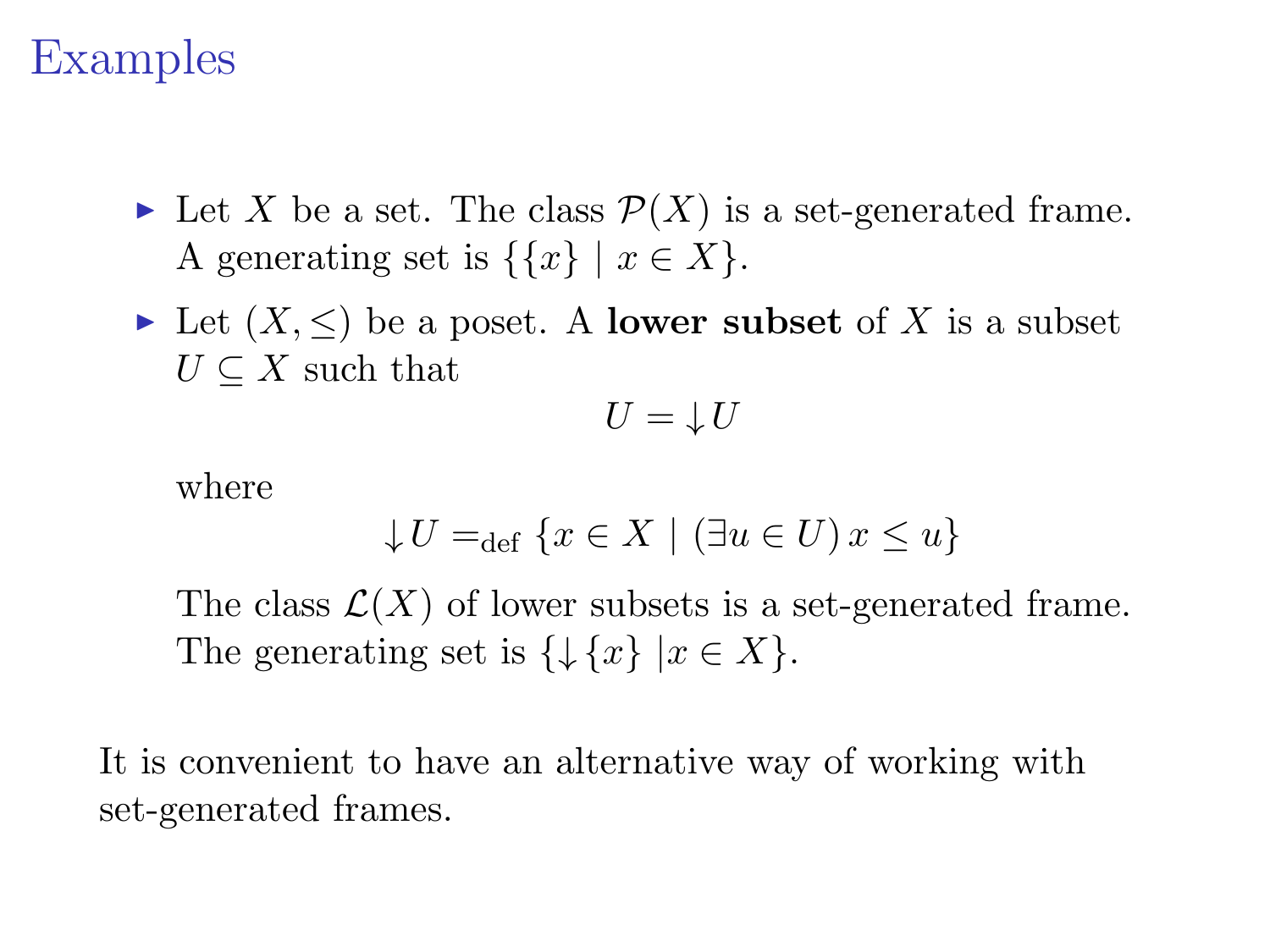# Examples

- Let $X$ be a set. The class $\mathcal{P}(X)$ is a set-generated frame. A generating set is $\{\{x\} \mid x \in X\}$.
- Let $(X, \leq)$ be a poset. A **lower subset** of $X$ is a subset $U \subseteq X$ such that

  $$U = \downarrow U$$

  where

  $$\downarrow U =_{\text{def}} \{x \in X \mid (\exists u \in U)\, x \leq u\}$$

  The class $\mathcal{L}(X)$ of lower subsets is a set-generated frame. The generating set is $\{\downarrow \{x\} \mid x \in X\}$.

It is convenient to have an alternative way of working with set-generated frames.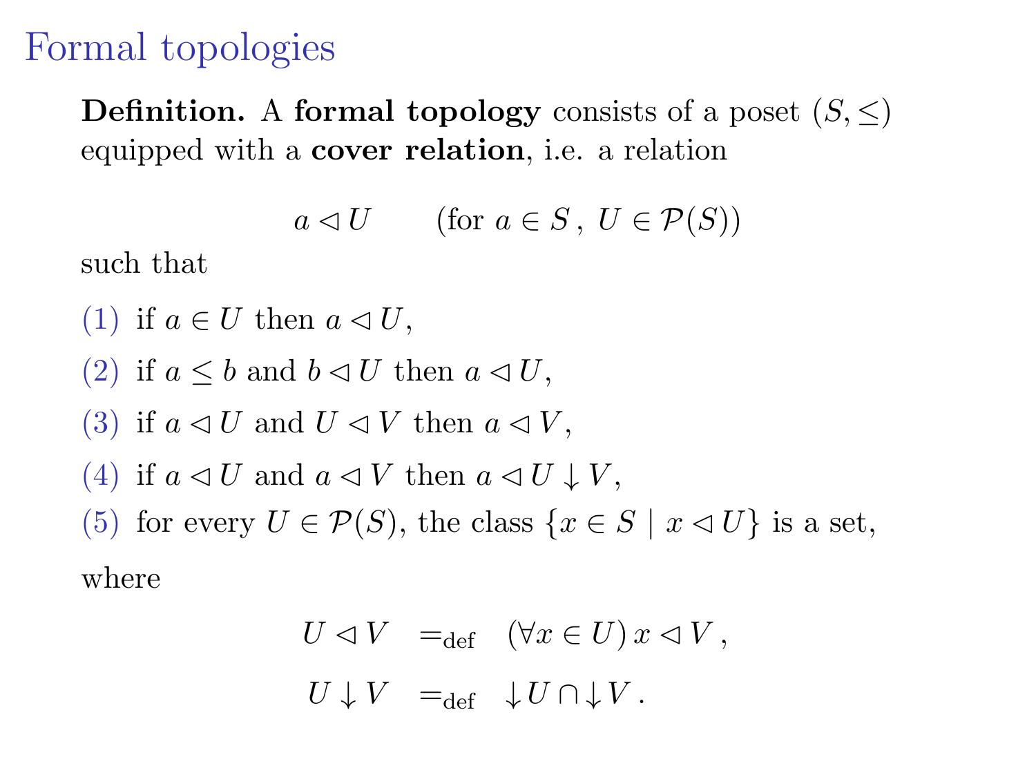# Formal topologies

**Definition.** A **formal topology** consists of a poset $(S, \leq)$ equipped with a **cover relation**, i.e. a relation

$$a \lhd U \qquad (\text{for } a \in S\,,\ U \in \mathcal{P}(S))$$

such that

(1) if $a \in U$ then $a \lhd U$,

(2) if $a \leq b$ and $b \lhd U$ then $a \lhd U$,

(3) if $a \lhd U$ and $U \lhd V$ then $a \lhd V$,

(4) if $a \lhd U$ and $a \lhd V$ then $a \lhd U \downarrow V$,

(5) for every $U \in \mathcal{P}(S)$, the class $\{x \in S \mid x \lhd U\}$ is a set,

where

$$U \lhd V \quad =_{\text{def}} \quad (\forall x \in U)\, x \lhd V\,,$$

$$U \downarrow V \quad =_{\text{def}} \quad {\downarrow} U \cap {\downarrow} V\,.$$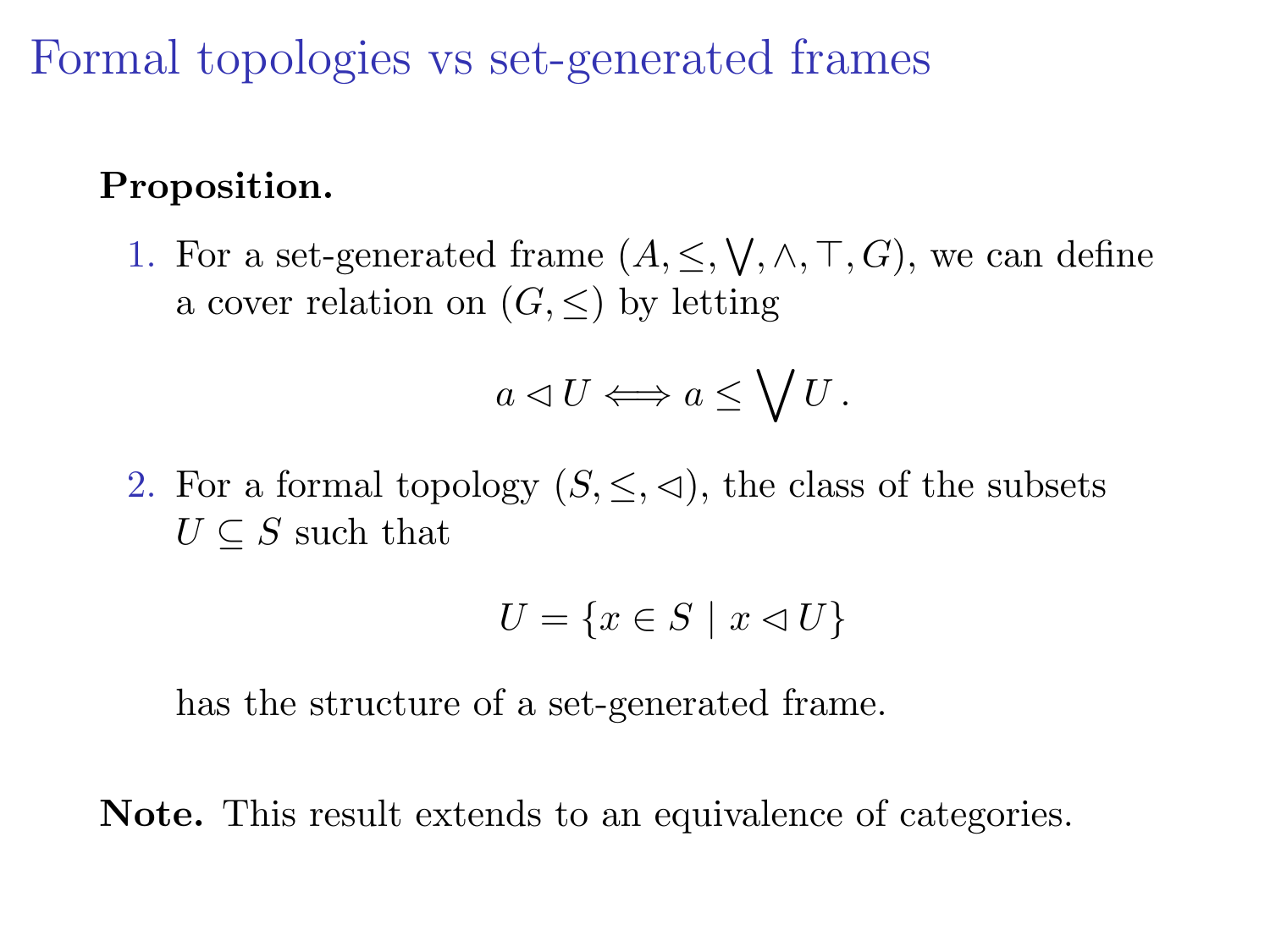# Formal topologies vs set-generated frames

**Proposition.**

1. For a set-generated frame $(A, \leq, \bigvee, \wedge, \top, G)$, we can define a cover relation on $(G, \leq)$ by letting

$$a \lhd U \Longleftrightarrow a \leq \bigvee U \, .$$

2. For a formal topology $(S, \leq, \lhd)$, the class of the subsets $U \subseteq S$ such that

$$U = \{x \in S \mid x \lhd U\}$$

has the structure of a set-generated frame.

**Note.** This result extends to an equivalence of categories.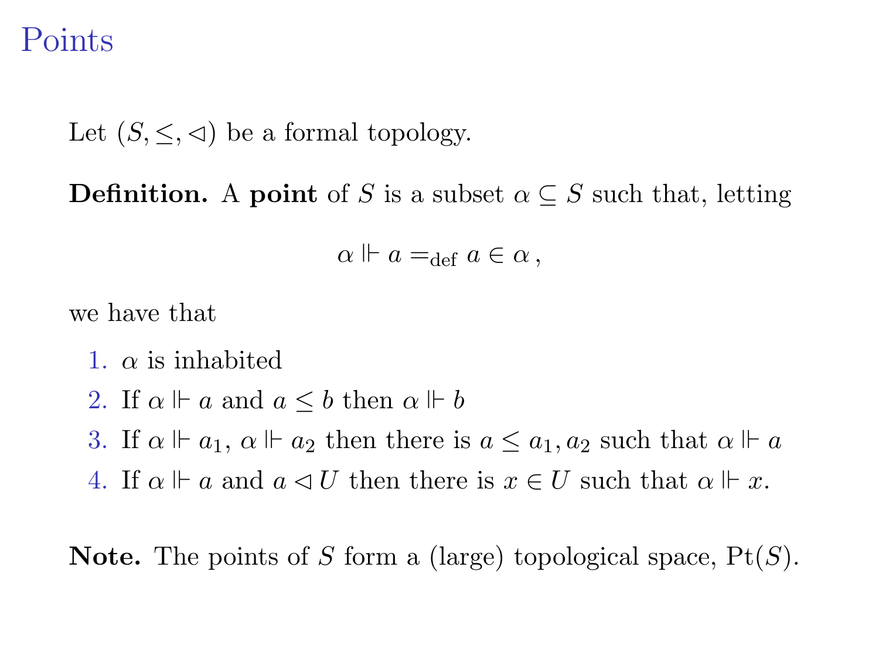# Points

Let $(S, \leq, \lhd)$ be a formal topology.

**Definition.** A **point** of $S$ is a subset $\alpha \subseteq S$ such that, letting

$$\alpha \Vdash a =_{\text{def}} a \in \alpha \,,$$

we have that

1. $\alpha$ is inhabited
2. If $\alpha \Vdash a$ and $a \leq b$ then $\alpha \Vdash b$
3. If $\alpha \Vdash a_1$, $\alpha \Vdash a_2$ then there is $a \leq a_1, a_2$ such that $\alpha \Vdash a$
4. If $\alpha \Vdash a$ and $a \lhd U$ then there is $x \in U$ such that $\alpha \Vdash x$.

**Note.** The points of $S$ form a (large) topological space, $\text{Pt}(S)$.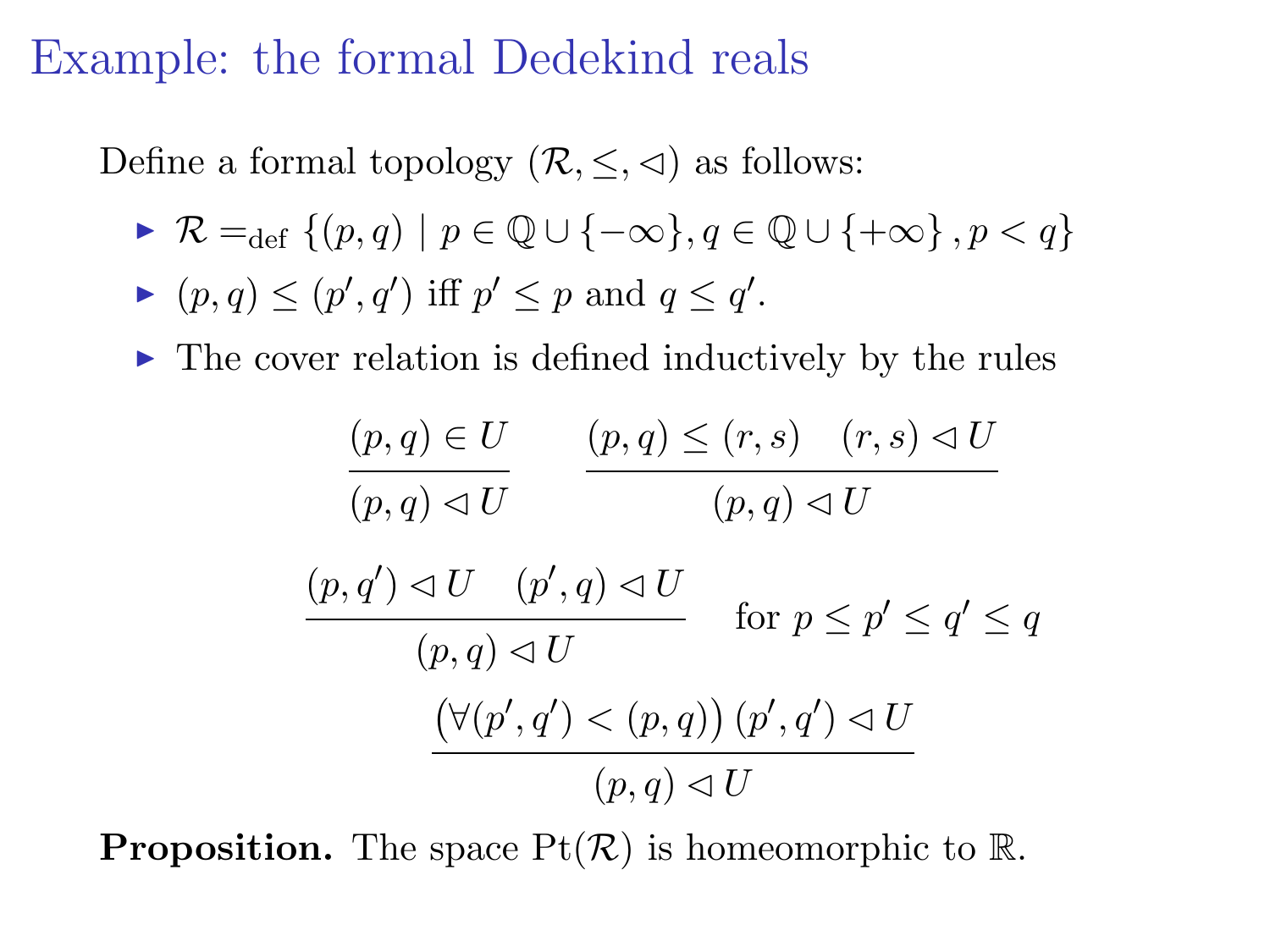# Example: the formal Dedekind reals

Define a formal topology $(\mathcal{R}, \leq, \lhd)$ as follows:

- $\mathcal{R} =_{\mathrm{def}} \{(p,q) \mid p \in \mathbb{Q} \cup \{-\infty\}, q \in \mathbb{Q} \cup \{+\infty\}, p < q\}$
- $(p,q) \leq (p',q')$ iff $p' \leq p$ and $q \leq q'$.
- The cover relation is defined inductively by the rules

$$\frac{(p,q) \in U}{(p,q) \lhd U} \qquad \frac{(p,q) \leq (r,s) \quad (r,s) \lhd U}{(p,q) \lhd U}$$

$$\frac{(p,q') \lhd U \quad (p',q) \lhd U}{(p,q) \lhd U} \quad \text{for } p \leq p' \leq q' \leq q$$

$$\frac{\big(\forall (p',q') < (p,q)\big)\, (p',q') \lhd U}{(p,q) \lhd U}$$

**Proposition.** The space $\mathrm{Pt}(\mathcal{R})$ is homeomorphic to $\mathbb{R}$.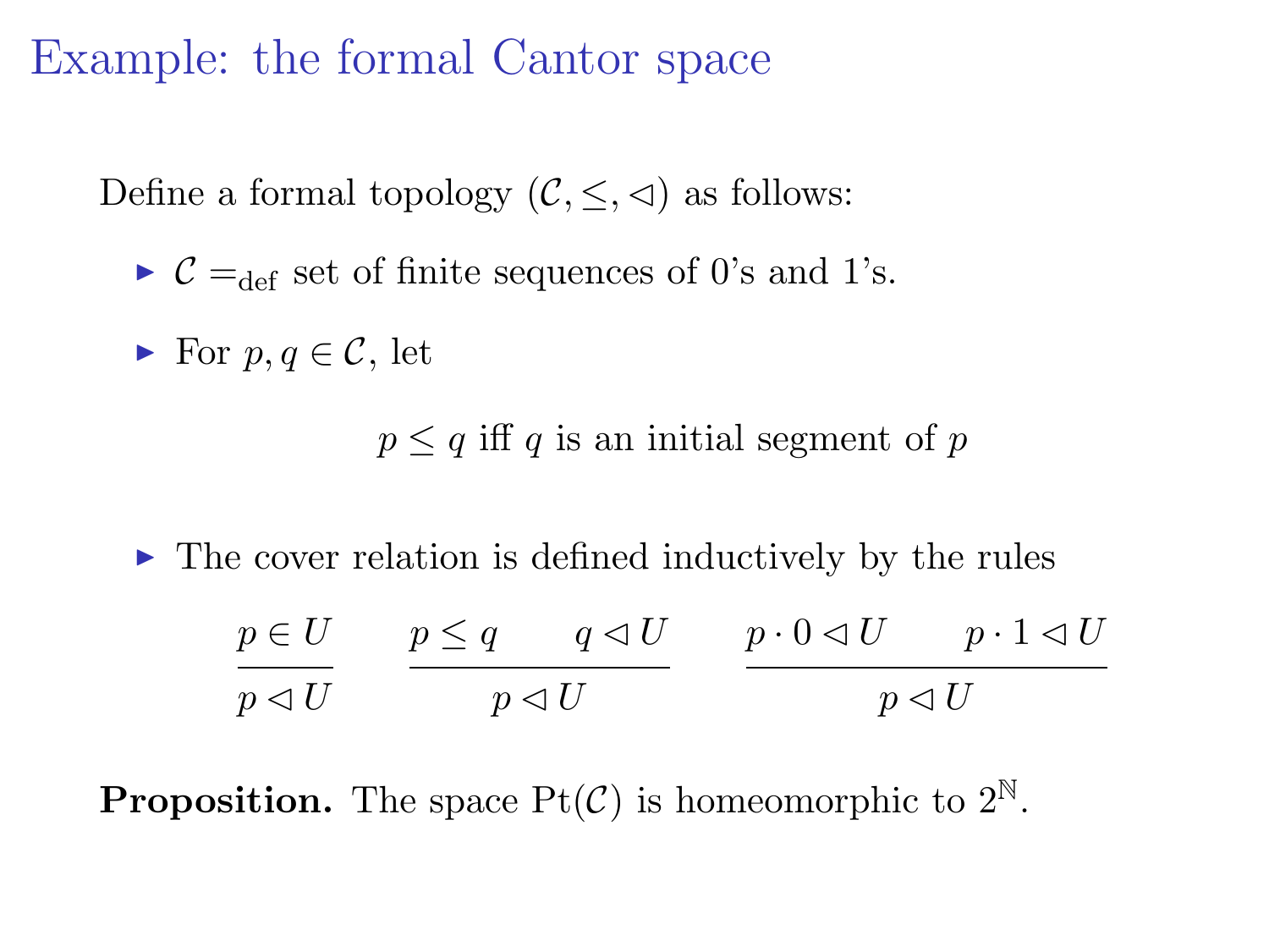# Example: the formal Cantor space

Define a formal topology $(\mathcal{C}, \leq, \lhd)$ as follows:

- $\mathcal{C} =_{\text{def}}$ set of finite sequences of 0's and 1's.
- For $p, q \in \mathcal{C}$, let

$$p \leq q \text{ iff } q \text{ is an initial segment of } p$$

- The cover relation is defined inductively by the rules

$$\frac{p \in U}{p \lhd U} \qquad \frac{p \leq q \qquad q \lhd U}{p \lhd U} \qquad \frac{p \cdot 0 \lhd U \qquad p \cdot 1 \lhd U}{p \lhd U}$$

**Proposition.** The space $\mathrm{Pt}(\mathcal{C})$ is homeomorphic to $2^{\mathbb{N}}$.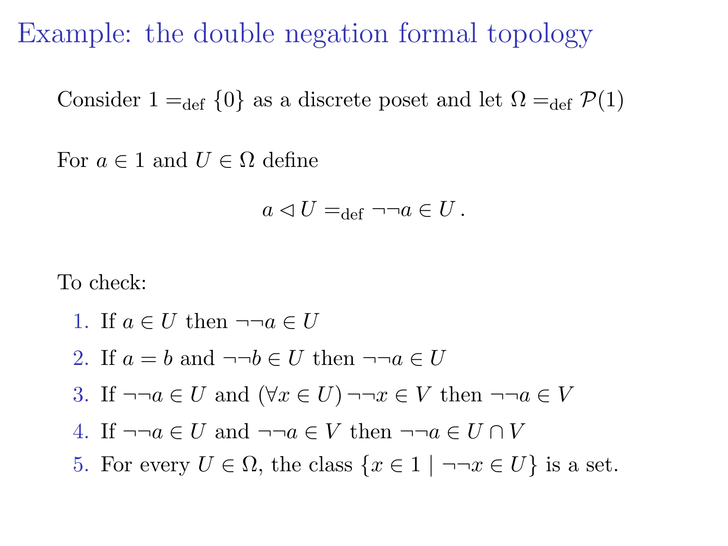# Example: the double negation formal topology

Consider $1 =_{\text{def}} \{0\}$ as a discrete poset and let $\Omega =_{\text{def}} \mathcal{P}(1)$

For $a \in 1$ and $U \in \Omega$ define

$$a \lhd U =_{\text{def}} \neg\neg a \in U \, .$$

To check:

1. If $a \in U$ then $\neg\neg a \in U$
2. If $a = b$ and $\neg\neg b \in U$ then $\neg\neg a \in U$
3. If $\neg\neg a \in U$ and $(\forall x \in U)\, \neg\neg x \in V$ then $\neg\neg a \in V$
4. If $\neg\neg a \in U$ and $\neg\neg a \in V$ then $\neg\neg a \in U \cap V$
5. For every $U \in \Omega$, the class $\{x \in 1 \mid \neg\neg x \in U\}$ is a set.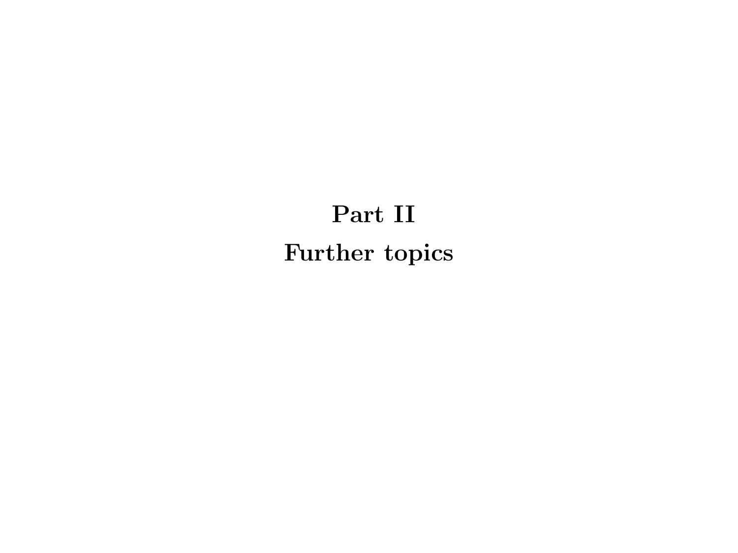# Part II

# Further topics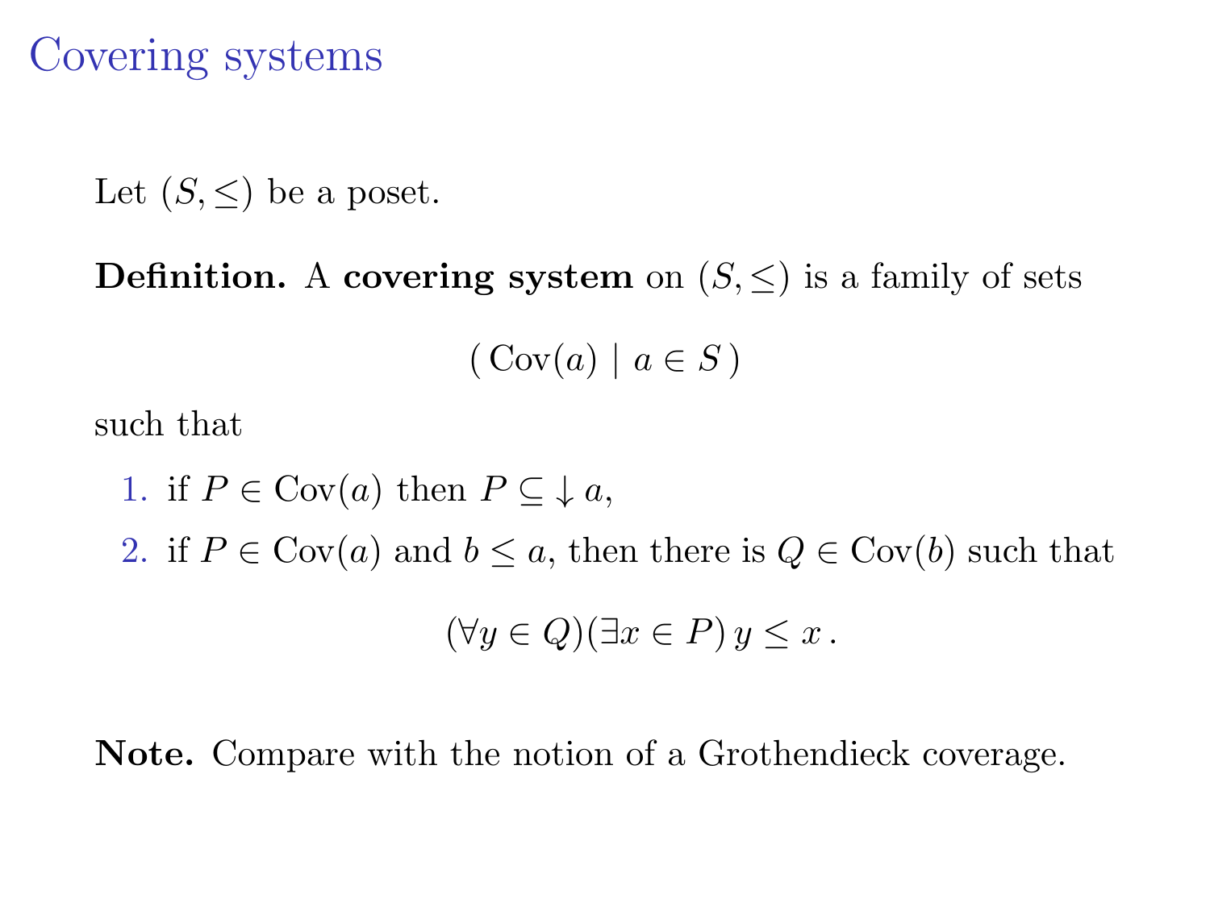# Covering systems

Let $(S, \leq)$ be a poset.

**Definition.** A **covering system** on $(S, \leq)$ is a family of sets

$$(\,\mathrm{Cov}(a) \mid a \in S\,)$$

such that

1. if $P \in \mathrm{Cov}(a)$ then $P \subseteq {\downarrow}\, a$,
2. if $P \in \mathrm{Cov}(a)$ and $b \leq a$, then there is $Q \in \mathrm{Cov}(b)$ such that

$$(\forall y \in Q)(\exists x \in P)\, y \leq x\,.$$

**Note.** Compare with the notion of a Grothendieck coverage.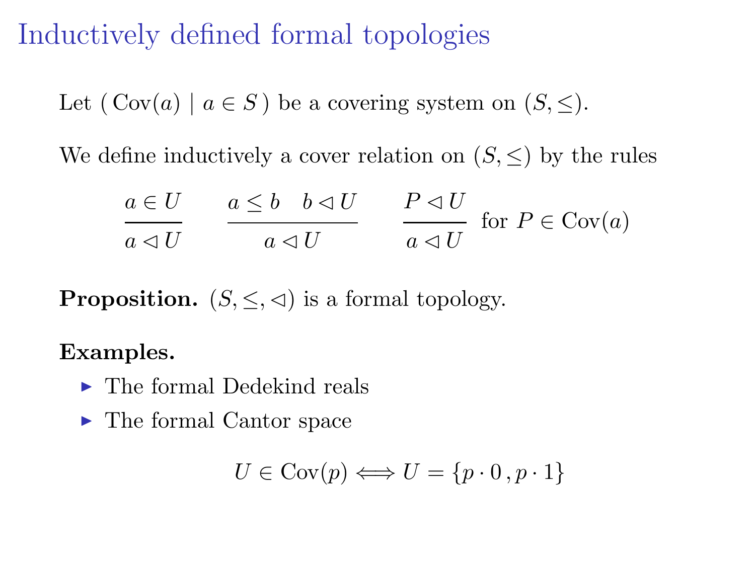# Inductively defined formal topologies

Let $(\,\mathrm{Cov}(a) \mid a \in S\,)$ be a covering system on $(S, \leq)$.

We define inductively a cover relation on $(S, \leq)$ by the rules

$$\frac{a \in U}{a \lhd U} \qquad \frac{a \leq b \quad b \lhd U}{a \lhd U} \qquad \frac{P \lhd U}{a \lhd U} \text{ for } P \in \mathrm{Cov}(a)$$

**Proposition.** $(S, \leq, \lhd)$ is a formal topology.

**Examples.**

- The formal Dedekind reals
- The formal Cantor space

$$U \in \mathrm{Cov}(p) \Longleftrightarrow U = \{p \cdot 0\,, p \cdot 1\}$$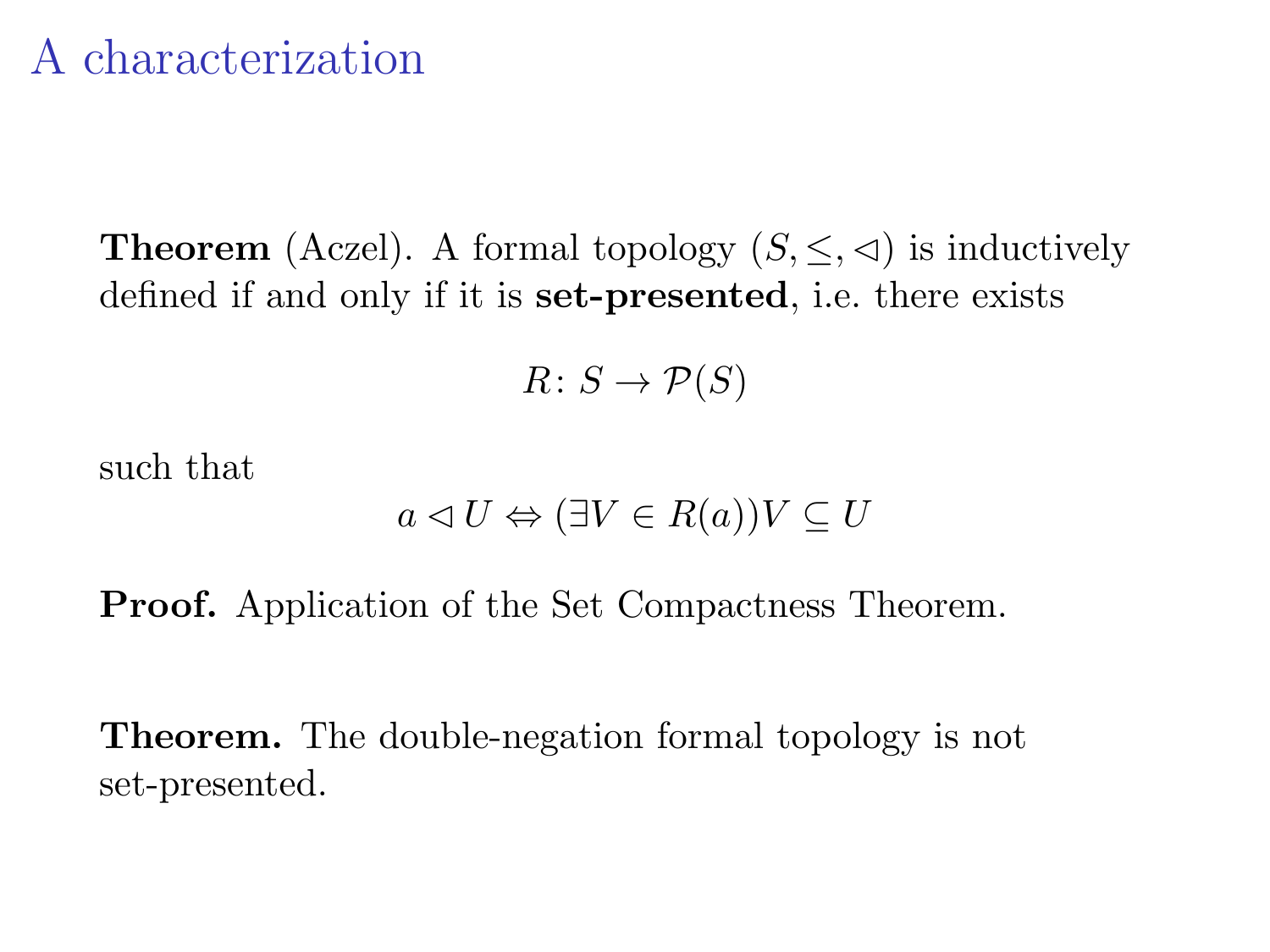# A characterization

**Theorem** (Aczel). A formal topology $(S, \leq, \lhd)$ is inductively defined if and only if it is **set-presented**, i.e. there exists

$$R \colon S \to \mathcal{P}(S)$$

such that

$$a \lhd U \Leftrightarrow (\exists V \in R(a)) V \subseteq U$$

**Proof.** Application of the Set Compactness Theorem.

**Theorem.** The double-negation formal topology is not set-presented.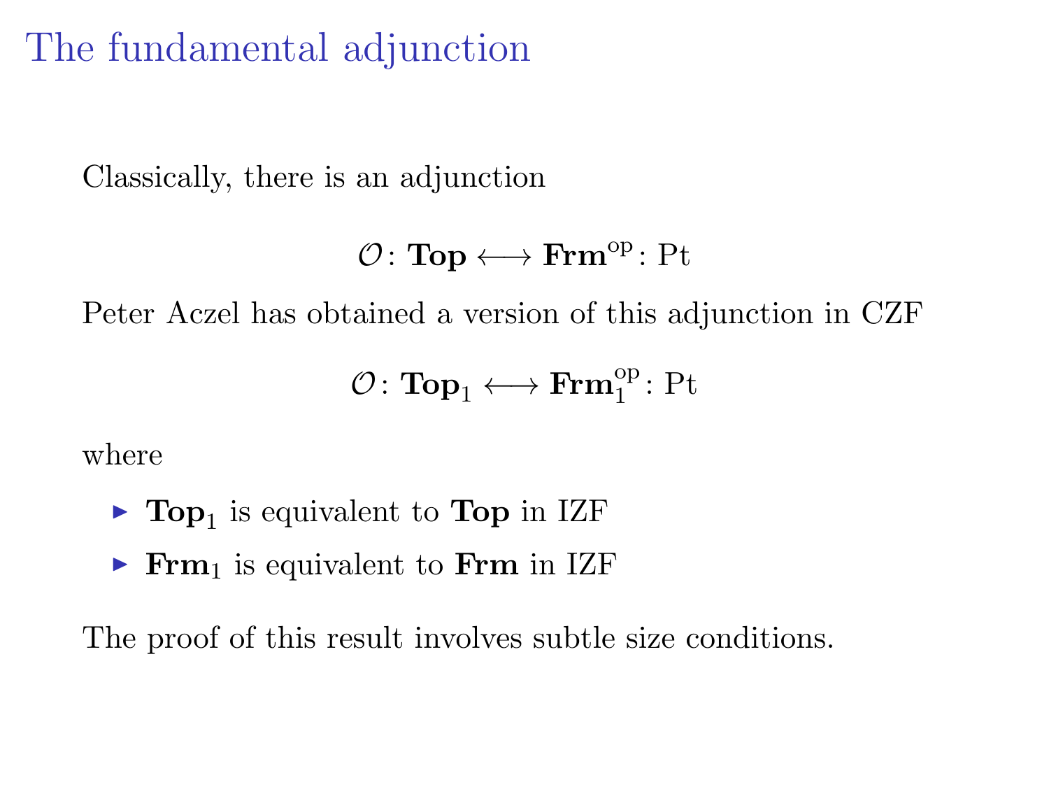# The fundamental adjunction

Classically, there is an adjunction

$$\mathcal{O}\colon \mathbf{Top} \longleftrightarrow \mathbf{Frm}^{\mathrm{op}} \colon \mathrm{Pt}$$

Peter Aczel has obtained a version of this adjunction in CZF

$$\mathcal{O}\colon \mathbf{Top}_1 \longleftrightarrow \mathbf{Frm}_1^{\mathrm{op}} \colon \mathrm{Pt}$$

where

- $\mathbf{Top}_1$ is equivalent to $\mathbf{Top}$ in IZF
- $\mathbf{Frm}_1$ is equivalent to $\mathbf{Frm}$ in IZF

The proof of this result involves subtle size conditions.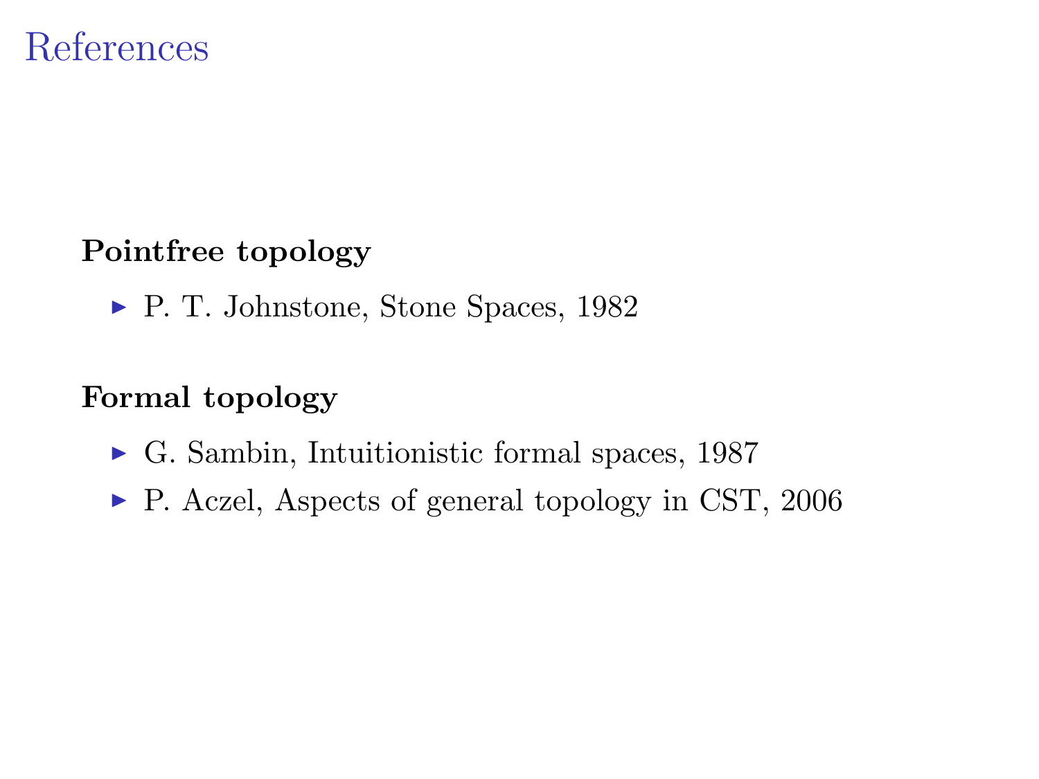# References

**Pointfree topology**

- P. T. Johnstone, Stone Spaces, 1982

**Formal topology**

- G. Sambin, Intuitionistic formal spaces, 1987
- P. Aczel, Aspects of general topology in CST, 2006